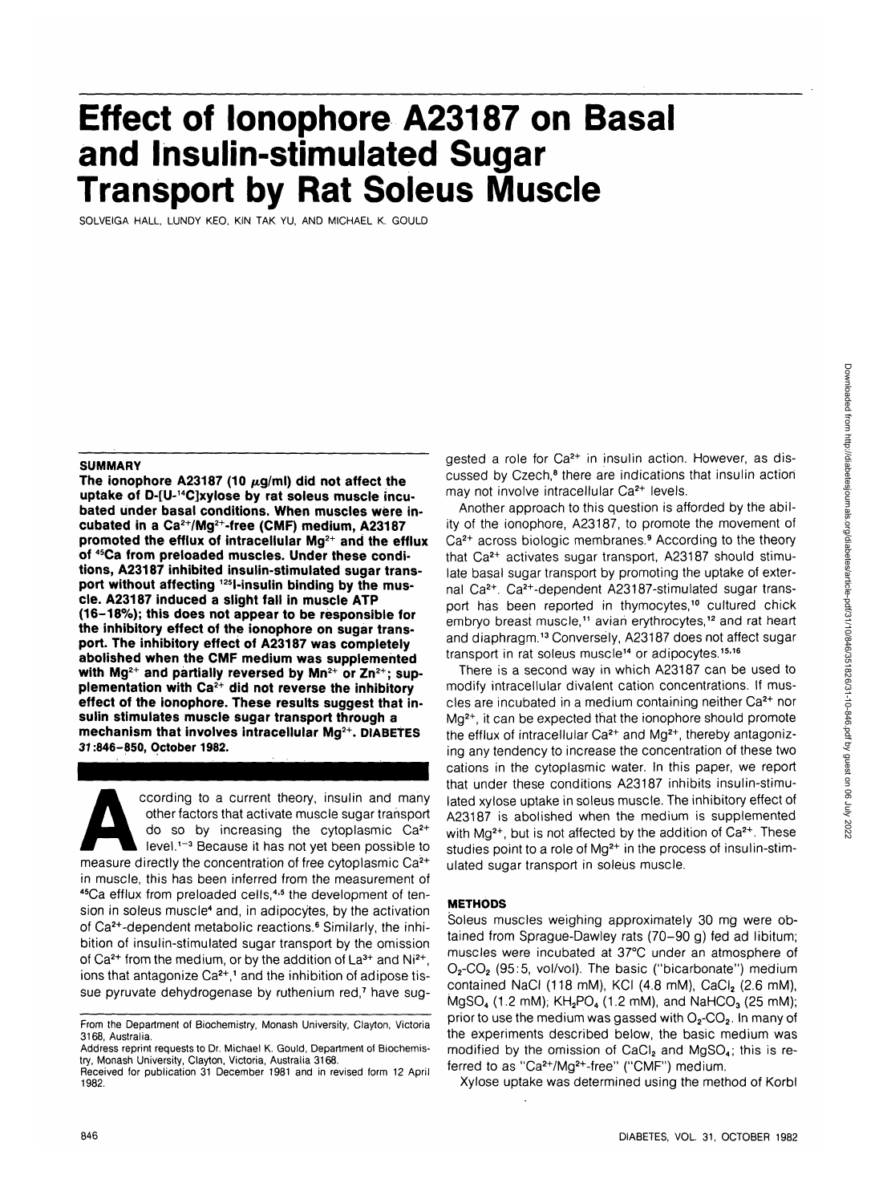# Effect of Ionophore A23187 on Basal and Insulin-stimulated Sugar Transport by Rat Soleus Muscle

SOLVEIGA HALL, LUNDY KEO, KIN TAK YU, AND MICHAEL K. GOULD

## SUMMARY

**The ionophore A23187 (10 μg/ml) did not affect the uptake of D-[U-$^{14}$C]xylose by rat soleus muscle incubated under basal conditions. When muscles were incubated in a $Ca^{2+}$/$Mg^{2+}$-free (CMF) medium, A23187 promoted the efflux of intracellular $Mg^{2+}$ and the efflux of $^{45}$Ca from preloaded muscles. Under these conditions, A23187 inhibited insulin-stimulated sugar transport without affecting $^{125}$I-insulin binding by the muscle. A23187 induced a slight fall in muscle ATP (16–18%); this does not appear to be responsible for the inhibitory effect of the ionophore on sugar transport. The inhibitory effect of A23187 was completely abolished when the CMF medium was supplemented with $Mg^{2+}$ and partially reversed by $Mn^{2+}$ or $Zn^{2+}$; supplementation with $Ca^{2+}$ did not reverse the inhibitory effect of the ionophore. These results suggest that insulin stimulates muscle sugar transport through a mechanism that involves intracellular $Mg^{2+}$. DIABETES 31:846–850, October 1982.**

According to a current theory, insulin and many other factors that activate muscle sugar transport do so by increasing the cytoplasmic $Ca^{2+}$ level.[1–3] Because it has not yet been possible to measure directly the concentration of free cytoplasmic $Ca^{2+}$ in muscle, this has been inferred from the measurement of $^{45}$Ca efflux from preloaded cells,[4,5] the development of tension in soleus muscle[4] and, in adipocytes, by the activation of $Ca^{2+}$-dependent metabolic reactions.[6] Similarly, the inhibition of insulin-stimulated sugar transport by the omission of $Ca^{2+}$ from the medium, or by the addition of $La^{3+}$ and $Ni^{2+}$, ions that antagonize $Ca^{2+}$,[1] and the inhibition of adipose tissue pyruvate dehydrogenase by ruthenium red,[7] have suggested a role for $Ca^{2+}$ in insulin action. However, as discussed by Czech,[8] there are indications that insulin action may not involve intracellular $Ca^{2+}$ levels.

Another approach to this question is afforded by the ability of the ionophore, A23187, to promote the movement of $Ca^{2+}$ across biologic membranes.[9] According to the theory that $Ca^{2+}$ activates sugar transport, A23187 should stimulate basal sugar transport by promoting the uptake of external $Ca^{2+}$. $Ca^{2+}$-dependent A23187-stimulated sugar transport has been reported in thymocytes,[10] cultured chick embryo breast muscle,[11] avian erythrocytes,[12] and rat heart and diaphragm.[13] Conversely, A23187 does not affect sugar transport in rat soleus muscle[14] or adipocytes.[15,16]

There is a second way in which A23187 can be used to modify intracellular divalent cation concentrations. If muscles are incubated in a medium containing neither $Ca^{2+}$ nor $Mg^{2+}$, it can be expected that the ionophore should promote the efflux of intracellular $Ca^{2+}$ and $Mg^{2+}$, thereby antagonizing any tendency to increase the concentration of these two cations in the cytoplasmic water. In this paper, we report that under these conditions A23187 inhibits insulin-stimulated xylose uptake in soleus muscle. The inhibitory effect of A23187 is abolished when the medium is supplemented with $Mg^{2+}$, but is not affected by the addition of $Ca^{2+}$. These studies point to a role of $Mg^{2+}$ in the process of insulin-stimulated sugar transport in soleus muscle.

## METHODS

Soleus muscles weighing approximately 30 mg were obtained from Sprague-Dawley rats (70–90 g) fed ad libitum; muscles were incubated at 37°C under an atmosphere of $O_2$-$CO_2$ (95:5, vol/vol). The basic ("bicarbonate") medium contained NaCl (118 mM), KCl (4.8 mM), $CaCl_2$ (2.6 mM), $MgSO_4$ (1.2 mM); $KH_2PO_4$ (1.2 mM), and $NaHCO_3$ (25 mM); prior to use the medium was gassed with $O_2$-$CO_2$. In many of the experiments described below, the basic medium was modified by the omission of $CaCl_2$ and $MgSO_4$; this is referred to as "$Ca^{2+}$/$Mg^{2+}$-free" ("CMF") medium.

Xylose uptake was determined using the method of Korbl

From the Department of Biochemistry, Monash University, Clayton, Victoria 3168, Australia.

Address reprint requests to Dr. Michael K. Gould, Department of Biochemistry, Monash University, Clayton, Victoria, Australia 3168.

Received for publication 31 December 1981 and in revised form 12 April 1982.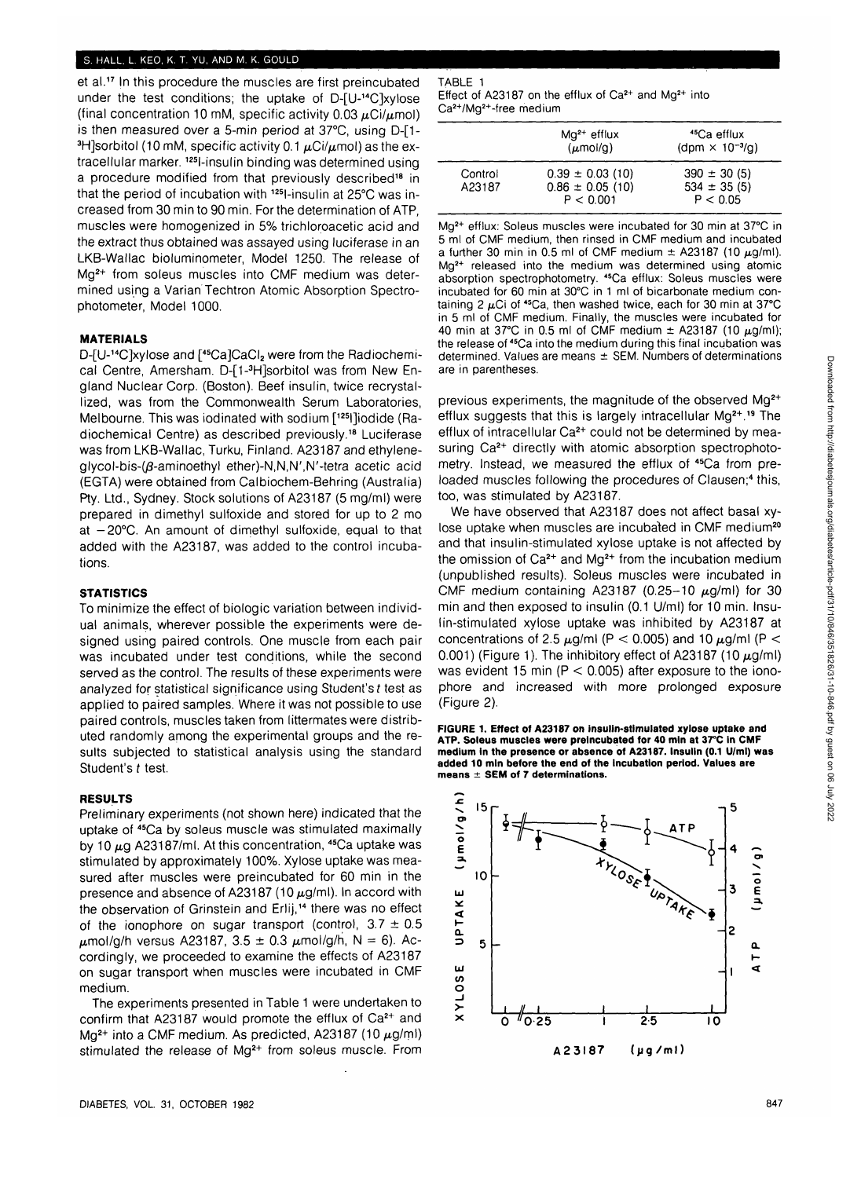et al.[17] In this procedure the muscles are first preincubated under the test conditions; the uptake of D-[U-$^{14}$C]xylose (final concentration 10 mM, specific activity 0.03 $\mu$Ci/$\mu$mol) is then measured over a 5-min period at 37°C, using D-[1-$^{3}$H]sorbitol (10 mM, specific activity 0.1 $\mu$Ci/$\mu$mol) as the extracellular marker. $^{125}$I-insulin binding was determined using a procedure modified from that previously described[18] in that the period of incubation with $^{125}$I-insulin at 25°C was increased from 30 min to 90 min. For the determination of ATP, muscles were homogenized in 5% trichloroacetic acid and the extract thus obtained was assayed using luciferase in an LKB-Wallac bioluminometer, Model 1250. The release of $Mg^{2+}$ from soleus muscles into CMF medium was determined using a Varian Techtron Atomic Absorption Spectrophotometer, Model 1000.

## MATERIALS

D-[U-$^{14}$C]xylose and [$^{45}$Ca]$CaCl_2$ were from the Radiochemical Centre, Amersham. D-[1-$^{3}$H]sorbitol was from New England Nuclear Corp. (Boston). Beef insulin, twice recrystallized, was from the Commonwealth Serum Laboratories, Melbourne. This was iodinated with sodium [$^{125}$I]iodide (Radiochemical Centre) as described previously.[18] Luciferase was from LKB-Wallac, Turku, Finland. A23187 and ethyleneglycol-bis-($\beta$-aminoethyl ether)-N,N,N',N'-tetra acetic acid (EGTA) were obtained from Calbiochem-Behring (Australia) Pty. Ltd., Sydney. Stock solutions of A23187 (5 mg/ml) were prepared in dimethyl sulfoxide and stored for up to 2 mo at −20°C. An amount of dimethyl sulfoxide, equal to that added with the A23187, was added to the control incubations.

## STATISTICS

To minimize the effect of biologic variation between individual animals, wherever possible the experiments were designed using paired controls. One muscle from each pair was incubated under test conditions, while the second served as the control. The results of these experiments were analyzed for statistical significance using Student's $t$ test as applied to paired samples. Where it was not possible to use paired controls, muscles taken from littermates were distributed randomly among the experimental groups and the results subjected to statistical analysis using the standard Student's $t$ test.

## RESULTS

Preliminary experiments (not shown here) indicated that the uptake of $^{45}$Ca by soleus muscle was stimulated maximally by 10 $\mu$g A23187/ml. At this concentration, $^{45}$Ca uptake was stimulated by approximately 100%. Xylose uptake was measured after muscles were preincubated for 60 min in the presence and absence of A23187 (10 $\mu$g/ml). In accord with the observation of Grinstein and Erlij,[14] there was no effect of the ionophore on sugar transport (control, 3.7 ± 0.5 $\mu$mol/g/h versus A23187, 3.5 ± 0.3 $\mu$mol/g/h, N = 6). Accordingly, we proceeded to examine the effects of A23187 on sugar transport when muscles were incubated in CMF medium.

The experiments presented in Table 1 were undertaken to confirm that A23187 would promote the efflux of $Ca^{2+}$ and $Mg^{2+}$ into a CMF medium. As predicted, A23187 (10 $\mu$g/ml) stimulated the release of $Mg^{2+}$ from soleus muscle. From previous experiments, the magnitude of the observed $Mg^{2+}$ efflux suggests that this is largely intracellular $Mg^{2+}$.[19] The efflux of intracellular $Ca^{2+}$ could not be determined by measuring $Ca^{2+}$ directly with atomic absorption spectrophotometry. Instead, we measured the efflux of $^{45}$Ca from preloaded muscles following the procedures of Clausen;[4] this, too, was stimulated by A23187.

TABLE 1
Effect of A23187 on the efflux of $Ca^{2+}$ and $Mg^{2+}$ into $Ca^{2+}$/$Mg^{2+}$-free medium

| | $Mg^{2+}$ efflux ($\mu$mol/g) | $^{45}$Ca efflux (dpm × $10^{-3}$/g) |
|---|---|---|
| Control | 0.39 ± 0.03 (10) | 390 ± 30 (5) |
| A23187 | 0.86 ± 0.05 (10) | 534 ± 35 (5) |
| | $P < 0.001$ | $P < 0.05$ |

$Mg^{2+}$ efflux: Soleus muscles were incubated for 30 min at 37°C in 5 ml of CMF medium, then rinsed in CMF medium and incubated a further 30 min in 0.5 ml of CMF medium ± A23187 (10 $\mu$g/ml). $Mg^{2+}$ released into the medium was determined using atomic absorption spectrophotometry. $^{45}$Ca efflux: Soleus muscles were incubated for 60 min at 30°C in 1 ml of bicarbonate medium containing 2 $\mu$Ci of $^{45}$Ca, then washed twice, each for 30 min at 37°C in 5 ml of CMF medium. Finally, the muscles were incubated for 40 min at 37°C in 0.5 ml of CMF medium ± A23187 (10 $\mu$g/ml); the release of $^{45}$Ca into the medium during this final incubation was determined. Values are means ± SEM. Numbers of determinations are in parentheses.

We have observed that A23187 does not affect basal xylose uptake when muscles are incubated in CMF medium[20] and that insulin-stimulated xylose uptake is not affected by the omission of $Ca^{2+}$ and $Mg^{2+}$ from the incubation medium (unpublished results). Soleus muscles were incubated in CMF medium containing A23187 (0.25–10 $\mu$g/ml) for 30 min and then exposed to insulin (0.1 U/ml) for 10 min. Insulin-stimulated xylose uptake was inhibited by A23187 at concentrations of 2.5 $\mu$g/ml ($P < 0.005$) and 10 $\mu$g/ml ($P < 0.001$) (Figure 1). The inhibitory effect of A23187 (10 $\mu$g/ml) was evident 15 min ($P < 0.005$) after exposure to the ionophore and increased with more prolonged exposure (Figure 2).

**FIGURE 1. Effect of A23187 on insulin-stimulated xylose uptake and ATP. Soleus muscles were preincubated for 40 min at 37°C in CMF medium in the presence or absence of A23187. Insulin (0.1 U/ml) was added 10 min before the end of the incubation period. Values are means ± SEM of 7 determinations.**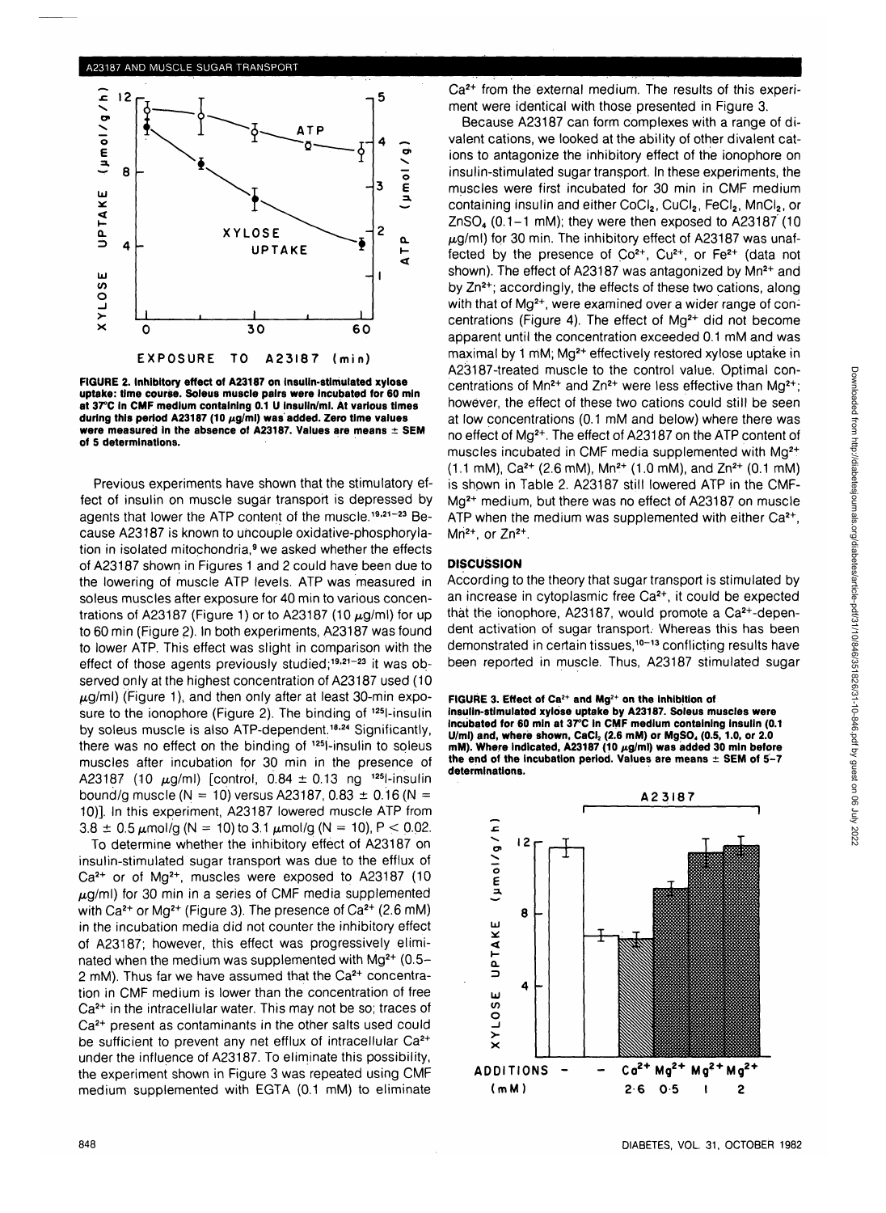FIGURE 2. Inhibitory effect of A23187 on insulin-stimulated xylose uptake: time course. Soleus muscle pairs were incubated for 60 min at 37°C in CMF medium containing 0.1 U insulin/ml. At various times during this period A23187 (10 μg/ml) was added. Zero time values were measured in the absence of A23187. Values are means ± SEM of 5 determinations.

Previous experiments have shown that the stimulatory effect of insulin on muscle sugar transport is depressed by agents that lower the ATP content of the muscle.[19,21–23] Because A23187 is known to uncouple oxidative-phosphorylation in isolated mitochondria,[9] we asked whether the effects of A23187 shown in Figures 1 and 2 could have been due to the lowering of muscle ATP levels. ATP was measured in soleus muscles after exposure for 40 min to various concentrations of A23187 (Figure 1) or to A23187 (10 μg/ml) for up to 60 min (Figure 2). In both experiments, A23187 was found to lower ATP. This effect was slight in comparison with the effect of those agents previously studied;[19,21–23] it was observed only at the highest concentration of A23187 used (10 μg/ml) (Figure 1), and then only after at least 30-min exposure to the ionophore (Figure 2). The binding of $^{125}$I-insulin by soleus muscle is also ATP-dependent.[18,24] Significantly, there was no effect on the binding of $^{125}$I-insulin to soleus muscles after incubation for 30 min in the presence of A23187 (10 μg/ml) [control, 0.84 ± 0.13 ng $^{125}$I-insulin bound/g muscle (N = 10) versus A23187, 0.83 ± 0.16 (N = 10)]. In this experiment, A23187 lowered muscle ATP from 3.8 ± 0.5 μmol/g (N = 10) to 3.1 μmol/g (N = 10), $P < 0.02$.

To determine whether the inhibitory effect of A23187 on insulin-stimulated sugar transport was due to the efflux of $Ca^{2+}$ or of $Mg^{2+}$, muscles were exposed to A23187 (10 μg/ml) for 30 min in a series of CMF media supplemented with $Ca^{2+}$ or $Mg^{2+}$ (Figure 3). The presence of $Ca^{2+}$ (2.6 mM) in the incubation media did not counter the inhibitory effect of A23187; however, this effect was progressively eliminated when the medium was supplemented with $Mg^{2+}$ (0.5–2 mM). Thus far we have assumed that the $Ca^{2+}$ concentration in CMF medium is lower than the concentration of free $Ca^{2+}$ in the intracellular water. This may not be so; traces of $Ca^{2+}$ present as contaminants in the other salts used could be sufficient to prevent any net efflux of intracellular $Ca^{2+}$ under the influence of A23187. To eliminate this possibility, the experiment shown in Figure 3 was repeated using CMF medium supplemented with EGTA (0.1 mM) to eliminate $Ca^{2+}$ from the external medium. The results of this experiment were identical with those presented in Figure 3.

Because A23187 can form complexes with a range of divalent cations, we looked at the ability of other divalent cations to antagonize the inhibitory effect of the ionophore on insulin-stimulated sugar transport. In these experiments, the muscles were first incubated for 30 min in CMF medium containing insulin and either $CoCl_2$, $CuCl_2$, $FeCl_2$, $MnCl_2$, or $ZnSO_4$ (0.1–1 mM); they were then exposed to A23187 (10 μg/ml) for 30 min. The inhibitory effect of A23187 was unaffected by the presence of $Co^{2+}$, $Cu^{2+}$, or $Fe^{2+}$ (data not shown). The effect of A23187 was antagonized by $Mn^{2+}$ and by $Zn^{2+}$; accordingly, the effects of these two cations, along with that of $Mg^{2+}$, were examined over a wider range of concentrations (Figure 4). The effect of $Mg^{2+}$ did not become apparent until the concentration exceeded 0.1 mM and was maximal by 1 mM; $Mg^{2+}$ effectively restored xylose uptake in A23187-treated muscle to the control value. Optimal concentrations of $Mn^{2+}$ and $Zn^{2+}$ were less effective than $Mg^{2+}$; however, the effect of these two cations could still be seen at low concentrations (0.1 mM and below) where there was no effect of $Mg^{2+}$. The effect of A23187 on the ATP content of muscles incubated in CMF media supplemented with $Mg^{2+}$ (1.1 mM), $Ca^{2+}$ (2.6 mM), $Mn^{2+}$ (1.0 mM), and $Zn^{2+}$ (0.1 mM) is shown in Table 2. A23187 still lowered ATP in the CMF-$Mg^{2+}$ medium, but there was no effect of A23187 on muscle ATP when the medium was supplemented with either $Ca^{2+}$, $Mn^{2+}$, or $Zn^{2+}$.

## DISCUSSION

According to the theory that sugar transport is stimulated by an increase in cytoplasmic free $Ca^{2+}$, it could be expected that the ionophore, A23187, would promote a $Ca^{2+}$-dependent activation of sugar transport. Whereas this has been demonstrated in certain tissues,[10–13] conflicting results have been reported in muscle. Thus, A23187 stimulated sugar

FIGURE 3. Effect of $Ca^{2+}$ and $Mg^{2+}$ on the inhibition of insulin-stimulated xylose uptake by A23187. Soleus muscles were incubated for 60 min at 37°C in CMF medium containing insulin (0.1 U/ml) and, where shown, $CaCl_2$ (2.6 mM) or $MgSO_4$ (0.5, 1.0, or 2.0 mM). Where indicated, A23187 (10 μg/ml) was added 30 min before the end of the incubation period. Values are means ± SEM of 5–7 determinations.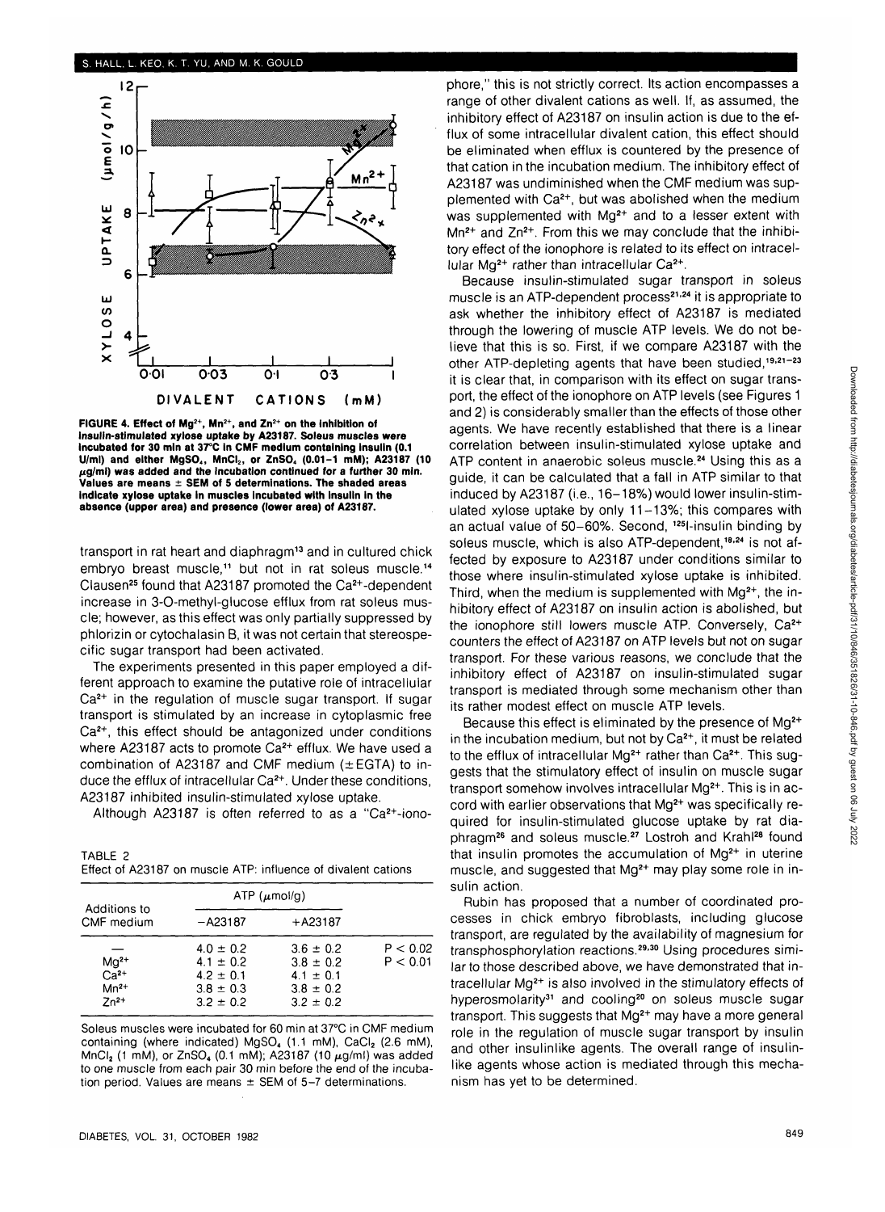FIGURE 4. Effect of $Mg^{2+}$, $Mn^{2+}$, and $Zn^{2+}$ on the inhibition of insulin-stimulated xylose uptake by A23187. Soleus muscles were incubated for 30 min at 37°C in CMF medium containing insulin (0.1 U/ml) and either $MgSO_4$, $MnCl_2$, or $ZnSO_4$ (0.01–1 mM); A23187 (10 μg/ml) was added and the incubation continued for a further 30 min. Values are means ± SEM of 5 determinations. The shaded areas indicate xylose uptake in muscles incubated with insulin in the absence (upper area) and presence (lower area) of A23187.

transport in rat heart and diaphragm[13] and in cultured chick embryo breast muscle,[11] but not in rat soleus muscle.[14] Clausen[25] found that A23187 promoted the $Ca^{2+}$-dependent increase in 3-O-methyl-glucose efflux from rat soleus muscle; however, as this effect was only partially suppressed by phlorizin or cytochalasin B, it was not certain that stereospecific sugar transport had been activated.

The experiments presented in this paper employed a different approach to examine the putative role of intracellular $Ca^{2+}$ in the regulation of muscle sugar transport. If sugar transport is stimulated by an increase in cytoplasmic free $Ca^{2+}$, this effect should be antagonized under conditions where A23187 acts to promote $Ca^{2+}$ efflux. We have used a combination of A23187 and CMF medium (±EGTA) to induce the efflux of intracellular $Ca^{2+}$. Under these conditions, A23187 inhibited insulin-stimulated xylose uptake.

Although A23187 is often referred to as a "$Ca^{2+}$-ionophore," this is not strictly correct. Its action encompasses a range of other divalent cations as well. If, as assumed, the inhibitory effect of A23187 on insulin action is due to the efflux of some intracellular divalent cation, this effect should be eliminated when efflux is countered by the presence of that cation in the incubation medium. The inhibitory effect of A23187 was undiminished when the CMF medium was supplemented with $Ca^{2+}$, but was abolished when the medium was supplemented with $Mg^{2+}$ and to a lesser extent with $Mn^{2+}$ and $Zn^{2+}$. From this we may conclude that the inhibitory effect of the ionophore is related to its effect on intracellular $Mg^{2+}$ rather than intracellular $Ca^{2+}$.

Because insulin-stimulated sugar transport in soleus muscle is an ATP-dependent process[21,24] it is appropriate to ask whether the inhibitory effect of A23187 is mediated through the lowering of muscle ATP levels. We do not believe that this is so. First, if we compare A23187 with the other ATP-depleting agents that have been studied,[19,21–23] it is clear that, in comparison with its effect on sugar transport, the effect of the ionophore on ATP levels (see Figures 1 and 2) is considerably smaller than the effects of those other agents. We have recently established that there is a linear correlation between insulin-stimulated xylose uptake and ATP content in anaerobic soleus muscle.[24] Using this as a guide, it can be calculated that a fall in ATP similar to that induced by A23187 (i.e., 16–18%) would lower insulin-stimulated xylose uptake by only 11–13%; this compares with an actual value of 50–60%. Second, $^{125}$I-insulin binding by soleus muscle, which is also ATP-dependent,[18,24] is not affected by exposure to A23187 under conditions similar to those where insulin-stimulated xylose uptake is inhibited. Third, when the medium is supplemented with $Mg^{2+}$, the inhibitory effect of A23187 on insulin action is abolished, but the ionophore still lowers muscle ATP. Conversely, $Ca^{2+}$ counters the effect of A23187 on ATP levels but not on sugar transport. For these various reasons, we conclude that the inhibitory effect of A23187 on insulin-stimulated sugar transport is mediated through some mechanism other than its rather modest effect on muscle ATP levels.

Because this effect is eliminated by the presence of $Mg^{2+}$ in the incubation medium, but not by $Ca^{2+}$, it must be related to the efflux of intracellular $Mg^{2+}$ rather than $Ca^{2+}$. This suggests that the stimulatory effect of insulin on muscle sugar transport somehow involves intracellular $Mg^{2+}$. This is in accord with earlier observations that $Mg^{2+}$ was specifically required for insulin-stimulated glucose uptake by rat diaphragm[26] and soleus muscle.[27] Lostroh and Krahl[28] found that insulin promotes the accumulation of $Mg^{2+}$ in uterine muscle, and suggested that $Mg^{2+}$ may play some role in insulin action.

Rubin has proposed that a number of coordinated processes in chick embryo fibroblasts, including glucose transport, are regulated by the availability of magnesium for transphosphorylation reactions.[29,30] Using procedures similar to those described above, we have demonstrated that intracellular $Mg^{2+}$ is also involved in the stimulatory effects of hyperosmolarity[31] and cooling[20] on soleus muscle sugar transport. This suggests that $Mg^{2+}$ may have a more general role in the regulation of muscle sugar transport by insulin and other insulinlike agents. The overall range of insulin-like agents whose action is mediated through this mechanism has yet to be determined.

TABLE 2
Effect of A23187 on muscle ATP: influence of divalent cations

| Additions to CMF medium | ATP (μmol/g) | | |
|---|---|---|---|
| | −A23187 | +A23187 | |
| — | 4.0 ± 0.2 | 3.6 ± 0.2 | $P < 0.02$ |
| $Mg^{2+}$ | 4.1 ± 0.2 | 3.8 ± 0.2 | $P < 0.01$ |
| $Ca^{2+}$ | 4.2 ± 0.1 | 4.1 ± 0.1 | |
| $Mn^{2+}$ | 3.8 ± 0.3 | 3.8 ± 0.2 | |
| $Zn^{2+}$ | 3.2 ± 0.2 | 3.2 ± 0.2 | |

Soleus muscles were incubated for 60 min at 37°C in CMF medium containing (where indicated) $MgSO_4$ (1.1 mM), $CaCl_2$ (2.6 mM), $MnCl_2$ (1 mM), or $ZnSO_4$ (0.1 mM); A23187 (10 μg/ml) was added to one muscle from each pair 30 min before the end of the incubation period. Values are means ± SEM of 5–7 determinations.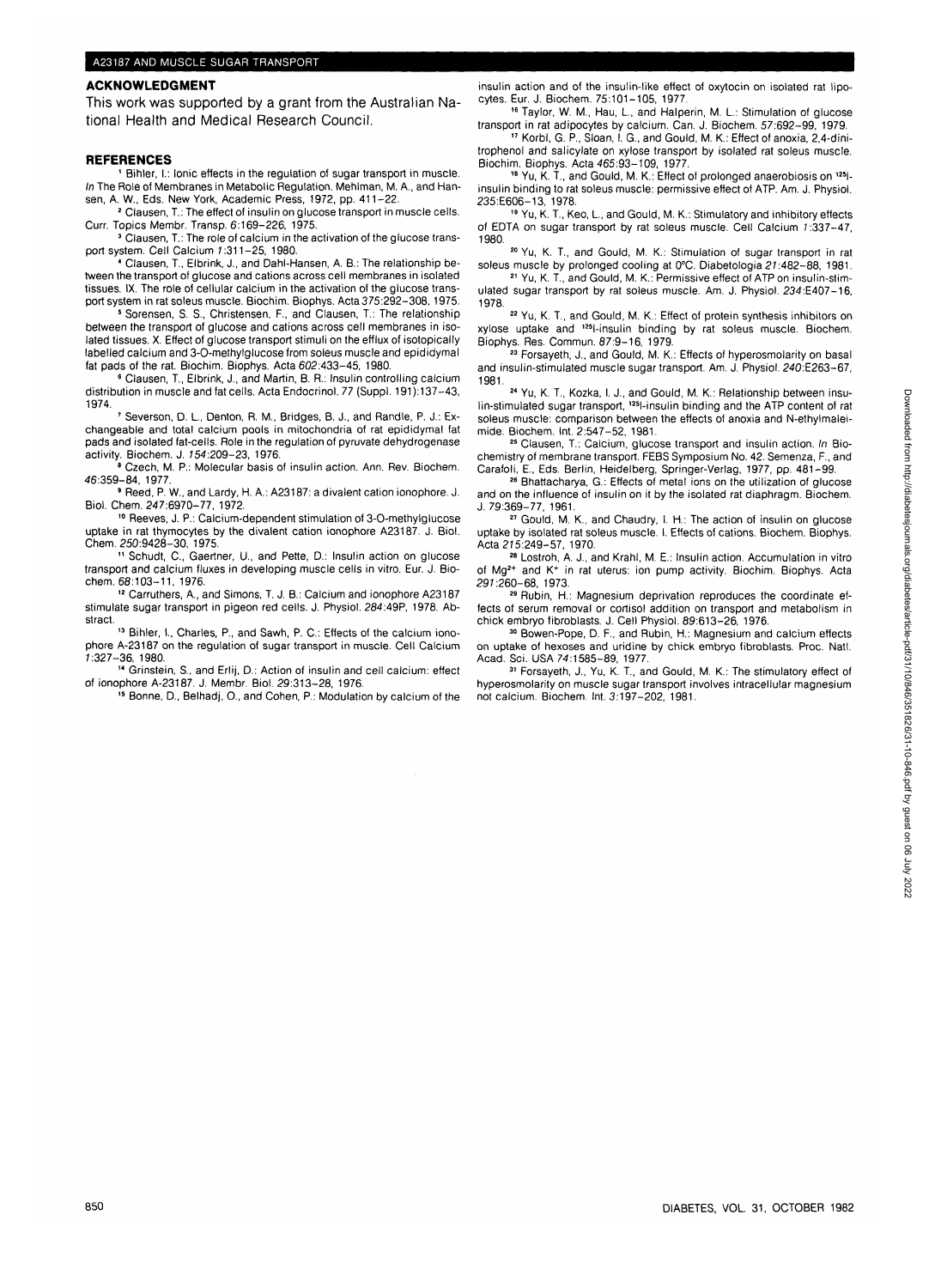## ACKNOWLEDGMENT

This work was supported by a grant from the Australian National Health and Medical Research Council.

## REFERENCES

[1] Bihler, I.: Ionic effects in the regulation of sugar transport in muscle. *In* The Role of Membranes in Metabolic Regulation. Mehlman, M. A., and Hansen, A. W., Eds. New York, Academic Press, 1972, pp. 411–22.

[2] Clausen, T.: The effect of insulin on glucose transport in muscle cells. Curr. Topics Membr. Transp. *6*:169–226, 1975.

[3] Clausen, T.: The role of calcium in the activation of the glucose transport system. Cell Calcium *1*:311–25, 1980.

[4] Clausen, T., Elbrink, J., and Dahl-Hansen, A. B.: The relationship between the transport of glucose and cations across cell membranes in isolated tissues. IX. The role of cellular calcium in the activation of the glucose transport system in rat soleus muscle. Biochim. Biophys. Acta *375*:292–308, 1975.

[5] Sorensen, S. S., Christensen, F., and Clausen, T.: The relationship between the transport of glucose and cations across cell membranes in isolated tissues. X. Effect of glucose transport stimuli on the efflux of isotopically labelled calcium and 3-O-methylglucose from soleus muscle and epididymal fat pads of the rat. Biochim. Biophys. Acta *602*:433–45, 1980.

[6] Clausen, T., Elbrink, J., and Martin, B. R.: Insulin controlling calcium distribution in muscle and fat cells. Acta Endocrinol. 77 (Suppl. 191):137–43, 1974.

[7] Severson, D. L., Denton, R. M., Bridges, B. J., and Randle, P. J.: Exchangeable and total calcium pools in mitochondria of rat epididymal fat pads and isolated fat-cells. Role in the regulation of pyruvate dehydrogenase activity. Biochem. J. *154*:209–23, 1976.

[8] Czech, M. P.: Molecular basis of insulin action. Ann. Rev. Biochem. *46*:359–84, 1977.

[9] Reed, P. W., and Lardy, H. A.: A23187: a divalent cation ionophore. J. Biol. Chem. *247*:6970–77, 1972.

[10] Reeves, J. P.: Calcium-dependent stimulation of 3-O-methylglucose uptake in rat thymocytes by the divalent cation ionophore A23187. J. Biol. Chem. *250*:9428–30, 1975.

[11] Schudt, C., Gaertner, U., and Pette, D.: Insulin action on glucose transport and calcium fluxes in developing muscle cells in vitro. Eur. J. Biochem. *68*:103–11, 1976.

[12] Carruthers, A., and Simons, T. J. B.: Calcium and ionophore A23187 stimulate sugar transport in pigeon red cells. J. Physiol. *284*:49P, 1978. Abstract.

[13] Bihler, I., Charles, P., and Sawh, P. C.: Effects of the calcium ionophore A-23187 on the regulation of sugar transport in muscle. Cell Calcium *1*:327–36, 1980.

[14] Grinstein, S., and Erlij, D.: Action of insulin and cell calcium: effect of ionophore A-23187. J. Membr. Biol. *29*:313–28, 1976.

[15] Bonne, D., Belhadj, O., and Cohen, P.: Modulation by calcium of the insulin action and of the insulin-like effect of oxytocin on isolated rat lipocytes. Eur. J. Biochem. 75:101–105, 1977.

[16] Taylor, W. M., Hau, L., and Halperin, M. L.: Stimulation of glucose transport in rat adipocytes by calcium. Can. J. Biochem. *57*:692–99, 1979.

[17] Korbl, G. P., Sloan, I. G., and Gould, M. K.: Effect of anoxia, 2,4-dinitrophenol and salicylate on xylose transport by isolated rat soleus muscle. Biochim. Biophys. Acta *465*:93–109, 1977.

[18] Yu, K. T., and Gould, M. K.: Effect of prolonged anaerobiosis on $^{125}$I-insulin binding to rat soleus muscle: permissive effect of ATP. Am. J. Physiol. *235*:E606–13, 1978.

[19] Yu, K. T., Keo, L., and Gould, M. K.: Stimulatory and inhibitory effects of EDTA on sugar transport by rat soleus muscle. Cell Calcium *1*:337–47, 1980.

[20] Yu, K. T., and Gould, M. K.: Stimulation of sugar transport in rat soleus muscle by prolonged cooling at 0°C. Diabetologia *21*:482–88, 1981.

[21] Yu, K. T., and Gould, M. K.: Permissive effect of ATP on insulin-stimulated sugar transport by rat soleus muscle. Am. J. Physiol. *234*:E407–16, 1978.

[22] Yu, K. T., and Gould, M. K.: Effect of protein synthesis inhibitors on xylose uptake and $^{125}$I-insulin binding by rat soleus muscle. Biochem. Biophys. Res. Commun. *87*:9–16, 1979.

[23] Forsayeth, J., and Gould, M. K.: Effects of hyperosmolarity on basal and insulin-stimulated muscle sugar transport. Am. J. Physiol. *240*:E263–67, 1981.

[24] Yu, K. T., Kozka, I. J., and Gould, M. K.: Relationship between insulin-stimulated sugar transport, $^{125}$I-insulin binding and the ATP content of rat soleus muscle: comparison between the effects of anoxia and N-ethylmaleimide. Biochem. Int. *2*:547–52, 1981.

[25] Clausen, T.: Calcium, glucose transport and insulin action. *In* Biochemistry of membrane transport. FEBS Symposium No. 42. Semenza, F., and Carafoli, E., Eds. Berlin, Heidelberg, Springer-Verlag, 1977, pp. 481–99.

[26] Bhattacharya, G.: Effects of metal ions on the utilization of glucose and on the influence of insulin on it by the isolated rat diaphragm. Biochem. J. *79*:369–77, 1961.

[27] Gould, M. K., and Chaudry, I. H.: The action of insulin on glucose uptake by isolated rat soleus muscle. I. Effects of cations. Biochem. Biophys. Acta *215*:249–57, 1970.

[28] Lostroh, A. J., and Krahl, M. E.: Insulin action. Accumulation in vitro of $Mg^{2+}$ and $K^{+}$ in rat uterus: ion pump activity. Biochim. Biophys. Acta *291*:260–68, 1973.

[29] Rubin, H.: Magnesium deprivation reproduces the coordinate effects of serum removal or cortisol addition on transport and metabolism in chick embryo fibroblasts. J. Cell Physiol. *89*:613–26, 1976.

[30] Bowen-Pope, D. F., and Rubin, H.: Magnesium and calcium effects on uptake of hexoses and uridine by chick embryo fibroblasts. Proc. Natl. Acad. Sci. USA *74*:1585–89, 1977.

[31] Forsayeth, J., Yu, K. T., and Gould, M. K.: The stimulatory effect of hyperosmolarity on muscle sugar transport involves intracellular magnesium not calcium. Biochem. Int. *3*:197–202, 1981.